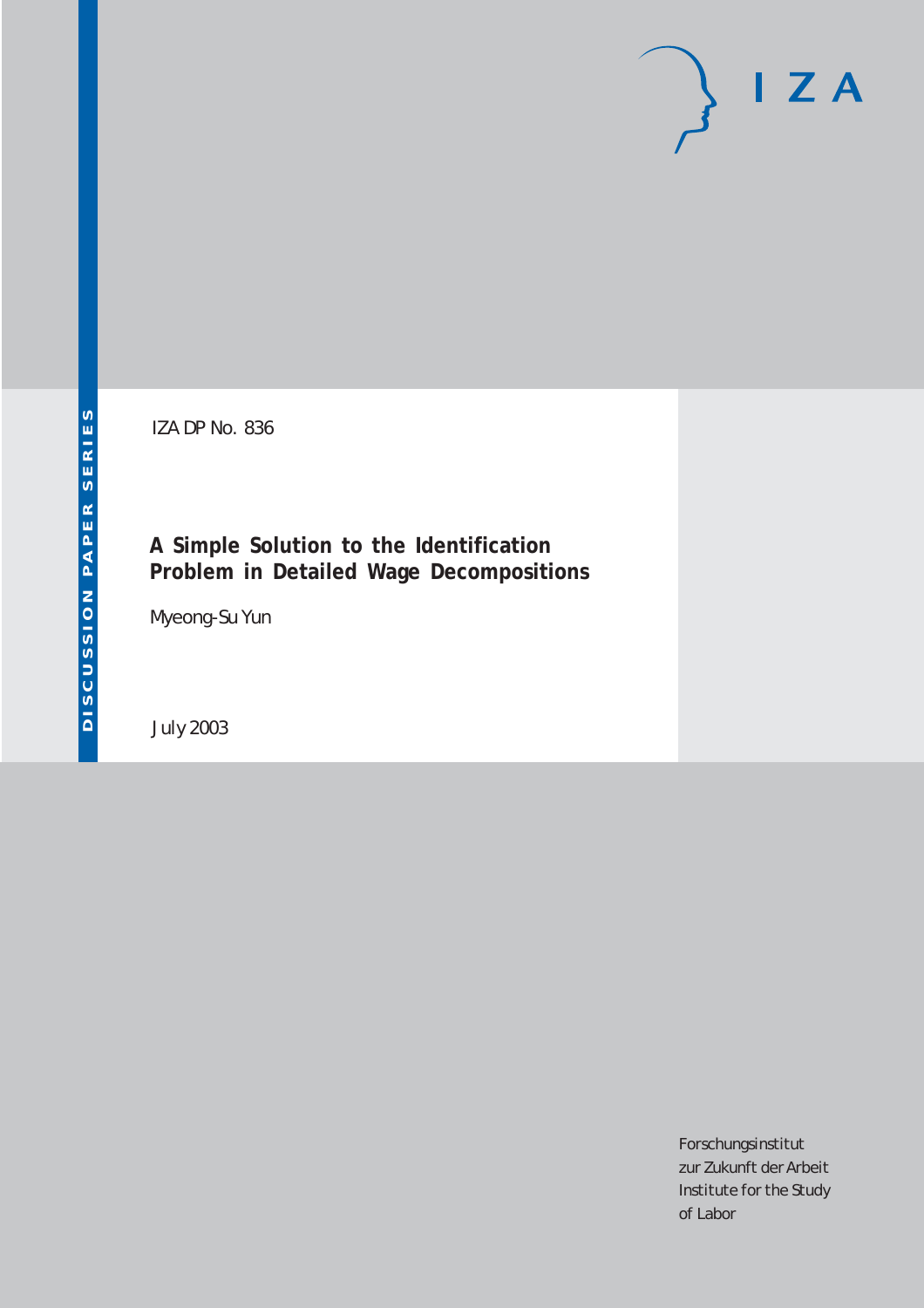IZA DP No. 836

# A Simple Solution to the Identification Problem in Detailed Wage Decompositions

Myeong-Su Yun

July 2003

Forschungsinstitut
zur Zukunft der Arbeit
Institute for the Study
of Labor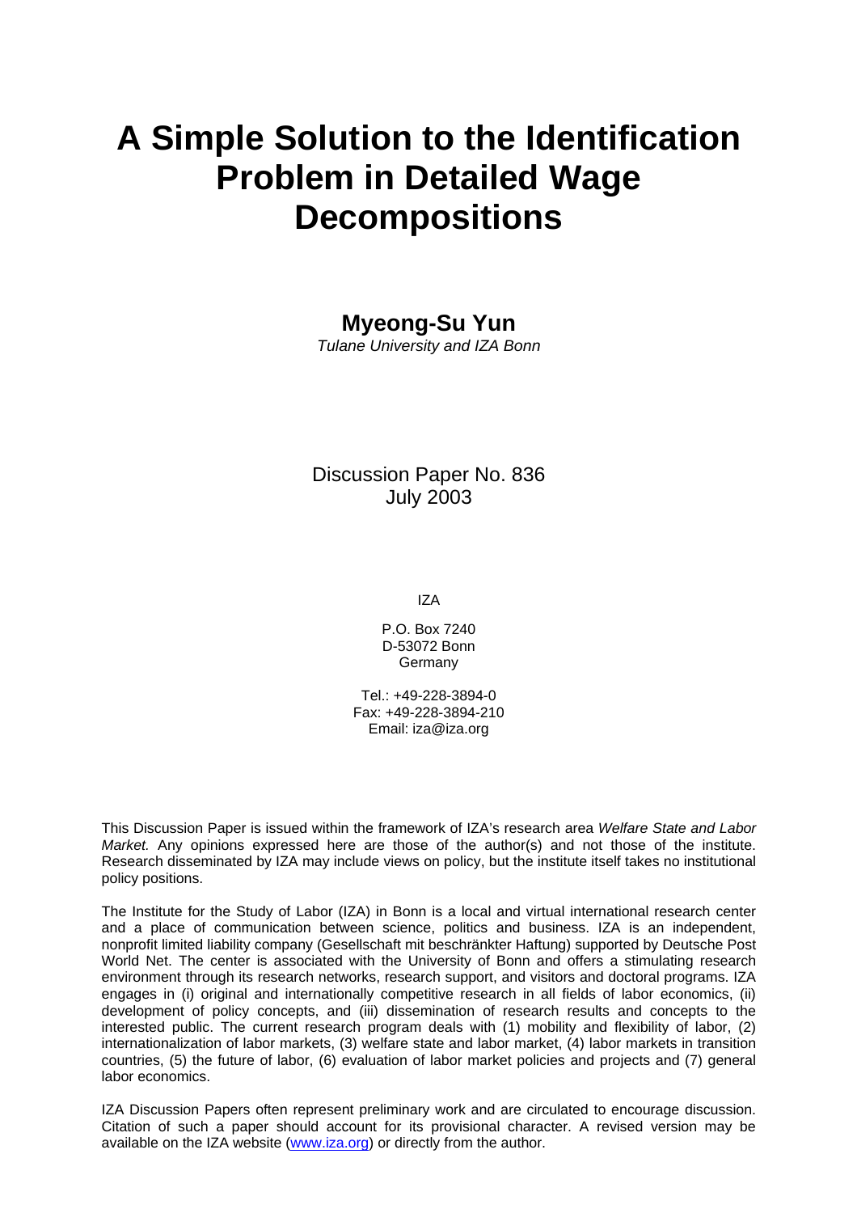# A Simple Solution to the Identification Problem in Detailed Wage Decompositions

**Myeong-Su Yun**

*Tulane University and IZA Bonn*

Discussion Paper No. 836
July 2003

IZA

P.O. Box 7240
D-53072 Bonn
Germany

Tel.: +49-228-3894-0
Fax: +49-228-3894-210
Email: iza@iza.org

This Discussion Paper is issued within the framework of IZA's research area *Welfare State and Labor Market.* Any opinions expressed here are those of the author(s) and not those of the institute. Research disseminated by IZA may include views on policy, but the institute itself takes no institutional policy positions.

The Institute for the Study of Labor (IZA) in Bonn is a local and virtual international research center and a place of communication between science, politics and business. IZA is an independent, nonprofit limited liability company (Gesellschaft mit beschränkter Haftung) supported by Deutsche Post World Net. The center is associated with the University of Bonn and offers a stimulating research environment through its research networks, research support, and visitors and doctoral programs. IZA engages in (i) original and internationally competitive research in all fields of labor economics, (ii) development of policy concepts, and (iii) dissemination of research results and concepts to the interested public. The current research program deals with (1) mobility and flexibility of labor, (2) internationalization of labor markets, (3) welfare state and labor market, (4) labor markets in transition countries, (5) the future of labor, (6) evaluation of labor market policies and projects and (7) general labor economics.

IZA Discussion Papers often represent preliminary work and are circulated to encourage discussion. Citation of such a paper should account for its provisional character. A revised version may be available on the IZA website (www.iza.org) or directly from the author.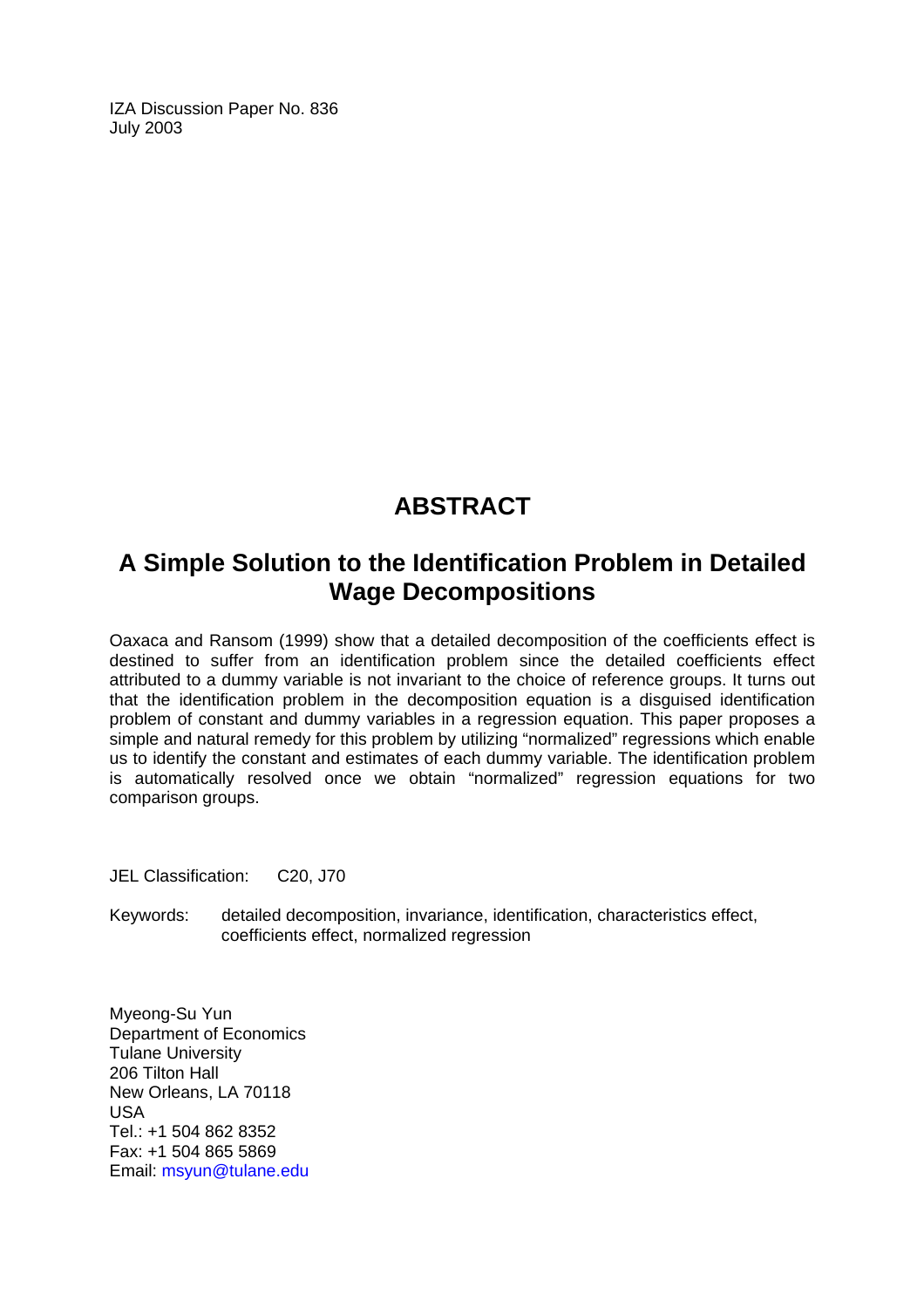IZA Discussion Paper No. 836
July 2003

# ABSTRACT

## A Simple Solution to the Identification Problem in Detailed Wage Decompositions

Oaxaca and Ransom (1999) show that a detailed decomposition of the coefficients effect is destined to suffer from an identification problem since the detailed coefficients effect attributed to a dummy variable is not invariant to the choice of reference groups. It turns out that the identification problem in the decomposition equation is a disguised identification problem of constant and dummy variables in a regression equation. This paper proposes a simple and natural remedy for this problem by utilizing "normalized" regressions which enable us to identify the constant and estimates of each dummy variable. The identification problem is automatically resolved once we obtain "normalized" regression equations for two comparison groups.

JEL Classification: C20, J70

Keywords: detailed decomposition, invariance, identification, characteristics effect, coefficients effect, normalized regression

Myeong-Su Yun
Department of Economics
Tulane University
206 Tilton Hall
New Orleans, LA 70118
USA
Tel.: +1 504 862 8352
Fax: +1 504 865 5869
Email: msyun@tulane.edu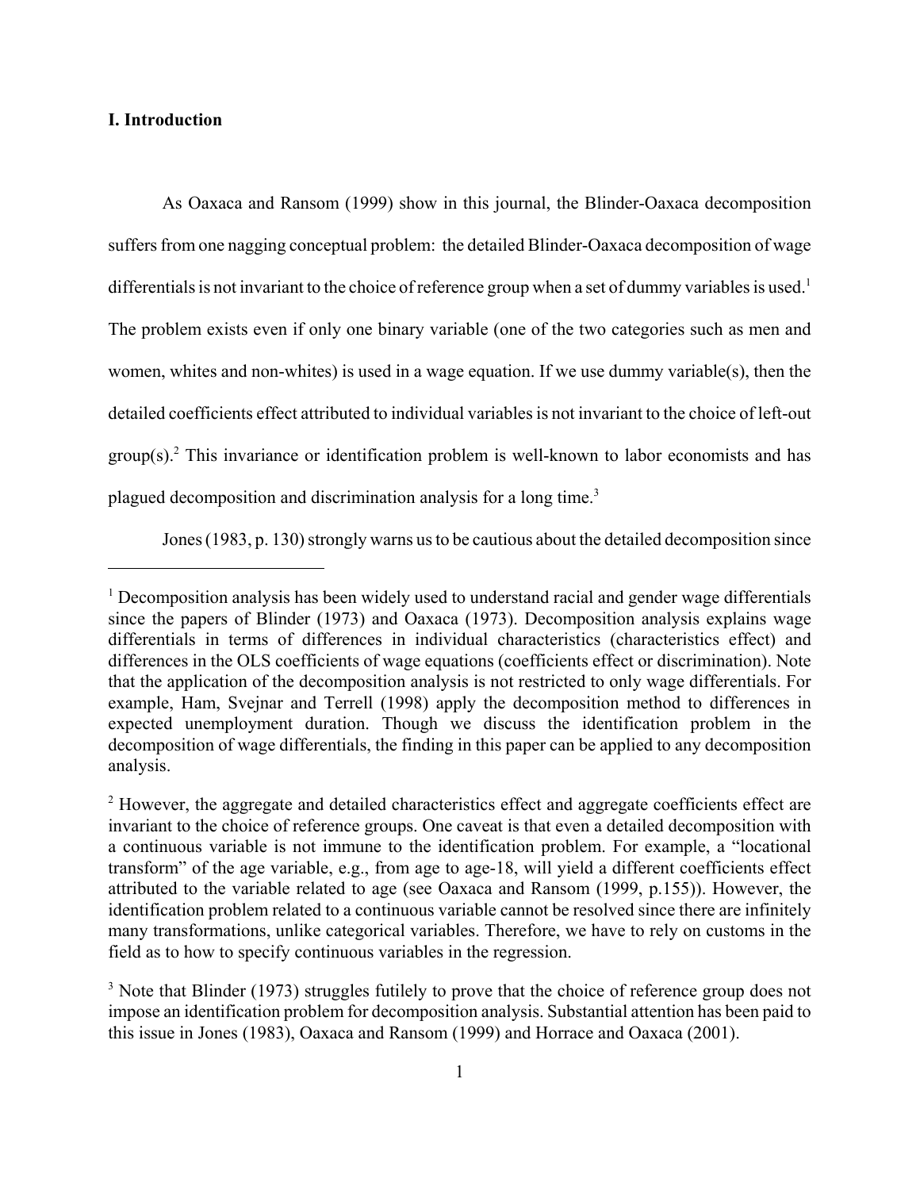## I. Introduction

As Oaxaca and Ransom (1999) show in this journal, the Blinder-Oaxaca decomposition suffers from one nagging conceptual problem: the detailed Blinder-Oaxaca decomposition of wage differentials is not invariant to the choice of reference group when a set of dummy variables is used.[1] The problem exists even if only one binary variable (one of the two categories such as men and women, whites and non-whites) is used in a wage equation. If we use dummy variable(s), then the detailed coefficients effect attributed to individual variables is not invariant to the choice of left-out group(s).[2] This invariance or identification problem is well-known to labor economists and has plagued decomposition and discrimination analysis for a long time.[3]

Jones (1983, p. 130) strongly warns us to be cautious about the detailed decomposition since

---

[1] Decomposition analysis has been widely used to understand racial and gender wage differentials since the papers of Blinder (1973) and Oaxaca (1973). Decomposition analysis explains wage differentials in terms of differences in individual characteristics (characteristics effect) and differences in the OLS coefficients of wage equations (coefficients effect or discrimination). Note that the application of the decomposition analysis is not restricted to only wage differentials. For example, Ham, Svejnar and Terrell (1998) apply the decomposition method to differences in expected unemployment duration. Though we discuss the identification problem in the decomposition of wage differentials, the finding in this paper can be applied to any decomposition analysis.

[2] However, the aggregate and detailed characteristics effect and aggregate coefficients effect are invariant to the choice of reference groups. One caveat is that even a detailed decomposition with a continuous variable is not immune to the identification problem. For example, a "locational transform" of the age variable, e.g., from age to age-18, will yield a different coefficients effect attributed to the variable related to age (see Oaxaca and Ransom (1999, p.155)). However, the identification problem related to a continuous variable cannot be resolved since there are infinitely many transformations, unlike categorical variables. Therefore, we have to rely on customs in the field as to how to specify continuous variables in the regression.

[3] Note that Blinder (1973) struggles futilely to prove that the choice of reference group does not impose an identification problem for decomposition analysis. Substantial attention has been paid to this issue in Jones (1983), Oaxaca and Ransom (1999) and Horrace and Oaxaca (2001).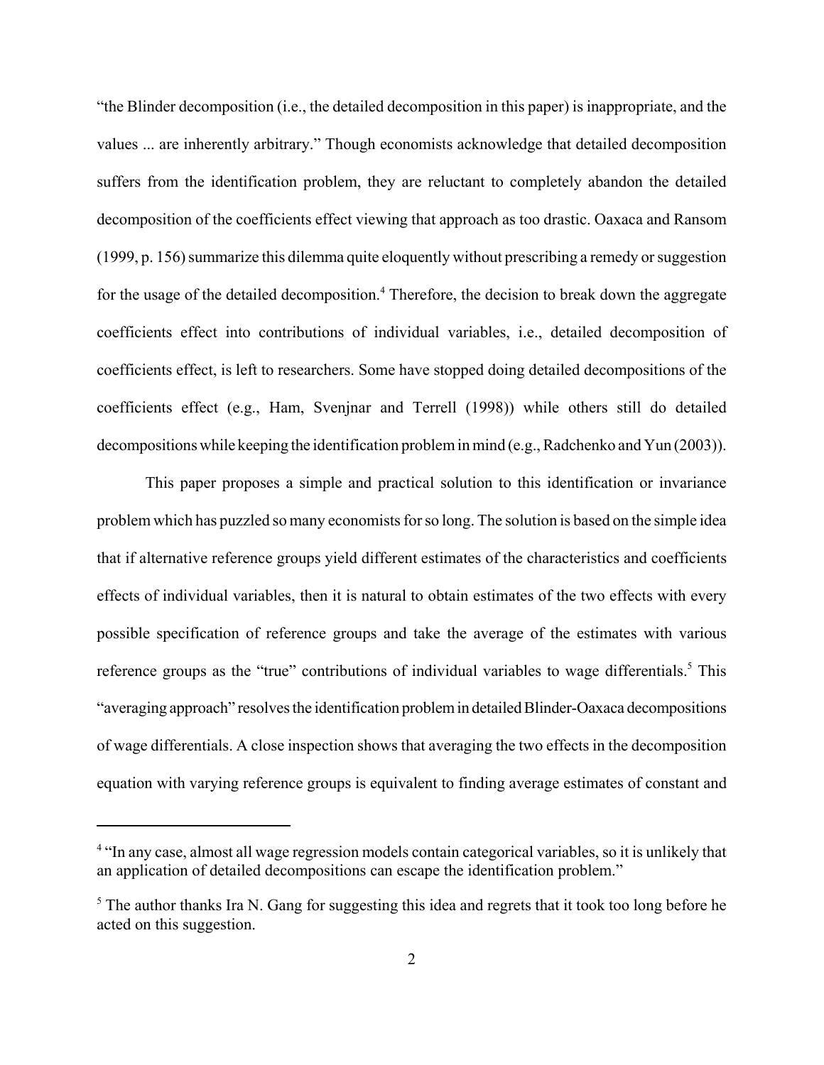"the Blinder decomposition (i.e., the detailed decomposition in this paper) is inappropriate, and the values ... are inherently arbitrary." Though economists acknowledge that detailed decomposition suffers from the identification problem, they are reluctant to completely abandon the detailed decomposition of the coefficients effect viewing that approach as too drastic. Oaxaca and Ransom (1999, p. 156) summarize this dilemma quite eloquently without prescribing a remedy or suggestion for the usage of the detailed decomposition.[4] Therefore, the decision to break down the aggregate coefficients effect into contributions of individual variables, i.e., detailed decomposition of coefficients effect, is left to researchers. Some have stopped doing detailed decompositions of the coefficients effect (e.g., Ham, Svenjnar and Terrell (1998)) while others still do detailed decompositions while keeping the identification problem in mind (e.g., Radchenko and Yun (2003)).

This paper proposes a simple and practical solution to this identification or invariance problem which has puzzled so many economists for so long. The solution is based on the simple idea that if alternative reference groups yield different estimates of the characteristics and coefficients effects of individual variables, then it is natural to obtain estimates of the two effects with every possible specification of reference groups and take the average of the estimates with various reference groups as the "true" contributions of individual variables to wage differentials.[5] This "averaging approach" resolves the identification problem in detailed Blinder-Oaxaca decompositions of wage differentials. A close inspection shows that averaging the two effects in the decomposition equation with varying reference groups is equivalent to finding average estimates of constant and

---

[4] "In any case, almost all wage regression models contain categorical variables, so it is unlikely that an application of detailed decompositions can escape the identification problem."

[5] The author thanks Ira N. Gang for suggesting this idea and regrets that it took too long before he acted on this suggestion.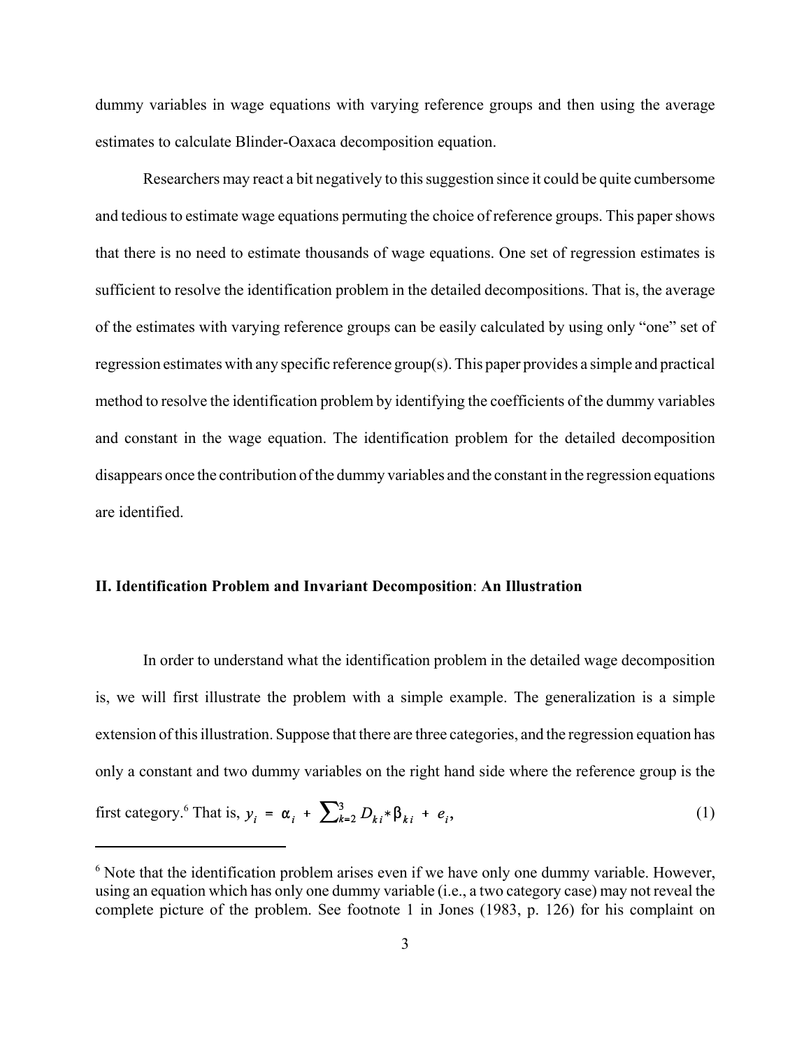dummy variables in wage equations with varying reference groups and then using the average estimates to calculate Blinder-Oaxaca decomposition equation.

Researchers may react a bit negatively to this suggestion since it could be quite cumbersome and tedious to estimate wage equations permuting the choice of reference groups. This paper shows that there is no need to estimate thousands of wage equations. One set of regression estimates is sufficient to resolve the identification problem in the detailed decompositions. That is, the average of the estimates with varying reference groups can be easily calculated by using only "one" set of regression estimates with any specific reference group(s). This paper provides a simple and practical method to resolve the identification problem by identifying the coefficients of the dummy variables and constant in the wage equation. The identification problem for the detailed decomposition disappears once the contribution of the dummy variables and the constant in the regression equations are identified.

## II. Identification Problem and Invariant Decomposition: An Illustration

In order to understand what the identification problem in the detailed wage decomposition is, we will first illustrate the problem with a simple example. The generalization is a simple extension of this illustration. Suppose that there are three categories, and the regression equation has only a constant and two dummy variables on the right hand side where the reference group is the first category.[6] That is, $y_i = \alpha_i + \sum_{k=2}^{3} D_{ki} * \beta_{ki} + e_i,$ (1)

---

[6] Note that the identification problem arises even if we have only one dummy variable. However, using an equation which has only one dummy variable (i.e., a two category case) may not reveal the complete picture of the problem. See footnote 1 in Jones (1983, p. 126) for his complaint on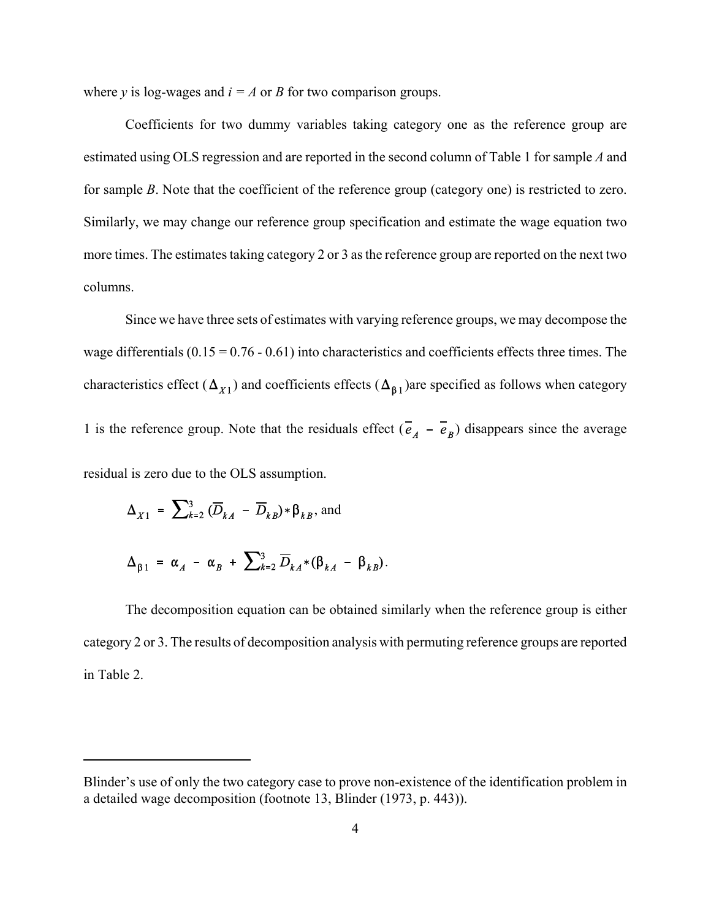where $y$ is log-wages and $i = A$ or $B$ for two comparison groups.

Coefficients for two dummy variables taking category one as the reference group are estimated using OLS regression and are reported in the second column of Table 1 for sample $A$ and for sample $B$. Note that the coefficient of the reference group (category one) is restricted to zero. Similarly, we may change our reference group specification and estimate the wage equation two more times. The estimates taking category 2 or 3 as the reference group are reported on the next two columns.

Since we have three sets of estimates with varying reference groups, we may decompose the wage differentials (0.15 = 0.76 - 0.61) into characteristics and coefficients effects three times. The characteristics effect ($\Delta_{X1}$) and coefficients effects ($\Delta_{\beta 1}$)are specified as follows when category 1 is the reference group. Note that the residuals effect ($\overline{e}_A - \overline{e}_B$) disappears since the average residual is zero due to the OLS assumption.

$$\Delta_{X1} = \sum_{k=2}^{3} (\overline{D}_{kA} - \overline{D}_{kB}) * \beta_{kB}, \text{ and}$$

$$\Delta_{\beta 1} = \alpha_A - \alpha_B + \sum_{k=2}^{3} \overline{D}_{kA} * (\beta_{kA} - \beta_{kB}).$$

The decomposition equation can be obtained similarly when the reference group is either category 2 or 3. The results of decomposition analysis with permuting reference groups are reported in Table 2.

---

Blinder's use of only the two category case to prove non-existence of the identification problem in a detailed wage decomposition (footnote 13, Blinder (1973, p. 443)).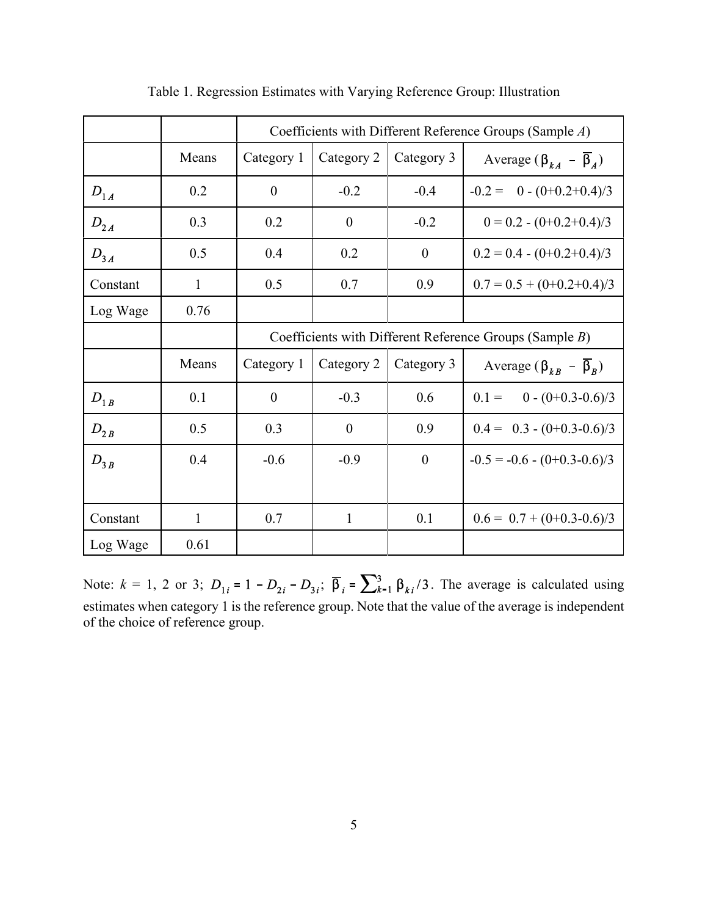Table 1. Regression Estimates with Varying Reference Group: Illustration

| | | Coefficients with Different Reference Groups (Sample *A*) | | | |
|---|---|---|---|---|---|
| | Means | Category 1 | Category 2 | Category 3 | Average ($\beta_{kA} - \overline{\beta}_A$) |
| $D_{1A}$ | 0.2 | 0 | -0.2 | -0.4 | -0.2 = 0 - (0+0.2+0.4)/3 |
| $D_{2A}$ | 0.3 | 0.2 | 0 | -0.2 | 0 = 0.2 - (0+0.2+0.4)/3 |
| $D_{3A}$ | 0.5 | 0.4 | 0.2 | 0 | 0.2 = 0.4 - (0+0.2+0.4)/3 |
| Constant | 1 | 0.5 | 0.7 | 0.9 | 0.7 = 0.5 + (0+0.2+0.4)/3 |
| Log Wage | 0.76 | | | | |
| | | Coefficients with Different Reference Groups (Sample *B*) | | | |
| | Means | Category 1 | Category 2 | Category 3 | Average ($\beta_{kB} - \overline{\beta}_B$) |
| $D_{1B}$ | 0.1 | 0 | -0.3 | 0.6 | 0.1 = 0 - (0+0.3-0.6)/3 |
| $D_{2B}$ | 0.5 | 0.3 | 0 | 0.9 | 0.4 = 0.3 - (0+0.3-0.6)/3 |
| $D_{3B}$ | 0.4 | -0.6 | -0.9 | 0 | -0.5 = -0.6 - (0+0.3-0.6)/3 |
| Constant | 1 | 0.7 | 1 | 0.1 | 0.6 = 0.7 + (0+0.3-0.6)/3 |
| Log Wage | 0.61 | | | | |

Note: $k$ = 1, 2 or 3; $D_{1i} = 1 - D_{2i} - D_{3i}$; $\overline{\beta}_i = \sum_{k=1}^{3} \beta_{ki}/3$. The average is calculated using estimates when category 1 is the reference group. Note that the value of the average is independent of the choice of reference group.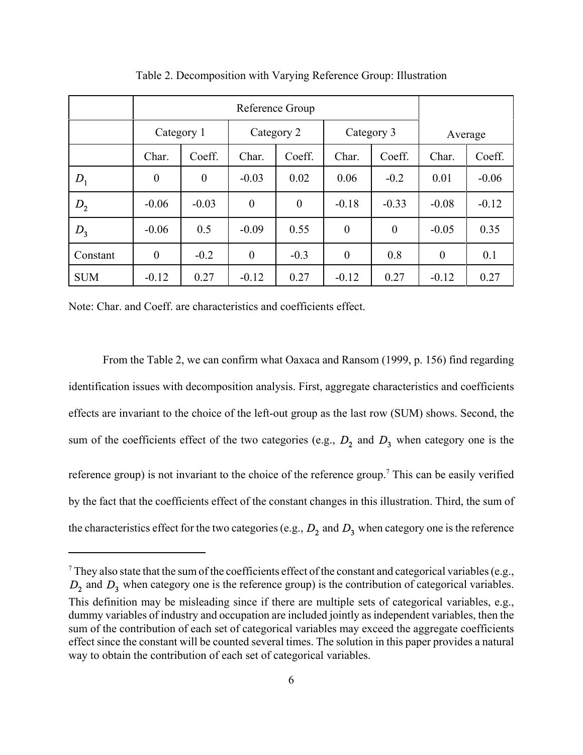Table 2. Decomposition with Varying Reference Group: Illustration

| | Reference Group | | | | | | | |
|---|---|---|---|---|---|---|---|---|
| | Category 1 | | Category 2 | | Category 3 | | Average | |
| | Char. | Coeff. | Char. | Coeff. | Char. | Coeff. | Char. | Coeff. |
| $D_1$ | 0 | 0 | -0.03 | 0.02 | 0.06 | -0.2 | 0.01 | -0.06 |
| $D_2$ | -0.06 | -0.03 | 0 | 0 | -0.18 | -0.33 | -0.08 | -0.12 |
| $D_3$ | -0.06 | 0.5 | -0.09 | 0.55 | 0 | 0 | -0.05 | 0.35 |
| Constant | 0 | -0.2 | 0 | -0.3 | 0 | 0.8 | 0 | 0.1 |
| SUM | -0.12 | 0.27 | -0.12 | 0.27 | -0.12 | 0.27 | -0.12 | 0.27 |

Note: Char. and Coeff. are characteristics and coefficients effect.

From the Table 2, we can confirm what Oaxaca and Ransom (1999, p. 156) find regarding identification issues with decomposition analysis. First, aggregate characteristics and coefficients effects are invariant to the choice of the left-out group as the last row (SUM) shows. Second, the sum of the coefficients effect of the two categories (e.g., $D_2$ and $D_3$ when category one is the reference group) is not invariant to the choice of the reference group.[7] This can be easily verified by the fact that the coefficients effect of the constant changes in this illustration. Third, the sum of the characteristics effect for the two categories (e.g., $D_2$ and $D_3$ when category one is the reference

[7] They also state that the sum of the coefficients effect of the constant and categorical variables (e.g., $D_2$ and $D_3$ when category one is the reference group) is the contribution of categorical variables. This definition may be misleading since if there are multiple sets of categorical variables, e.g., dummy variables of industry and occupation are included jointly as independent variables, then the sum of the contribution of each set of categorical variables may exceed the aggregate coefficients effect since the constant will be counted several times. The solution in this paper provides a natural way to obtain the contribution of each set of categorical variables.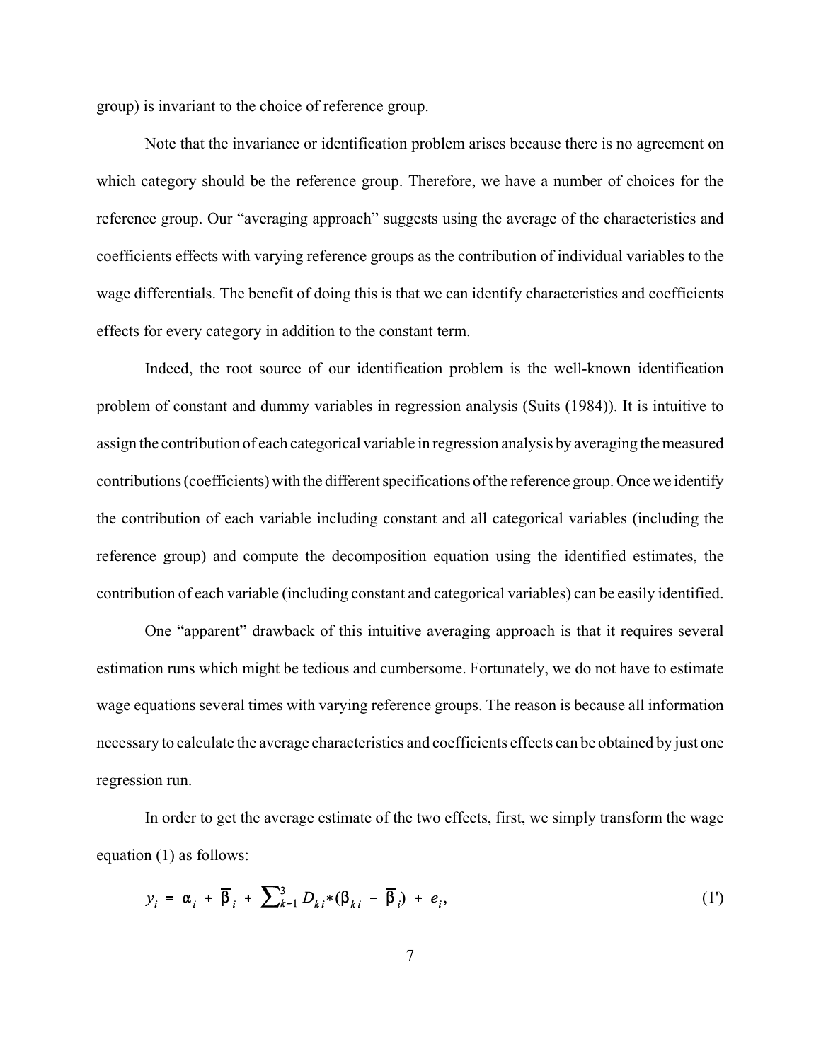group) is invariant to the choice of reference group.

Note that the invariance or identification problem arises because there is no agreement on which category should be the reference group. Therefore, we have a number of choices for the reference group. Our "averaging approach" suggests using the average of the characteristics and coefficients effects with varying reference groups as the contribution of individual variables to the wage differentials. The benefit of doing this is that we can identify characteristics and coefficients effects for every category in addition to the constant term.

Indeed, the root source of our identification problem is the well-known identification problem of constant and dummy variables in regression analysis (Suits (1984)). It is intuitive to assign the contribution of each categorical variable in regression analysis by averaging the measured contributions (coefficients) with the different specifications of the reference group. Once we identify the contribution of each variable including constant and all categorical variables (including the reference group) and compute the decomposition equation using the identified estimates, the contribution of each variable (including constant and categorical variables) can be easily identified.

One "apparent" drawback of this intuitive averaging approach is that it requires several estimation runs which might be tedious and cumbersome. Fortunately, we do not have to estimate wage equations several times with varying reference groups. The reason is because all information necessary to calculate the average characteristics and coefficients effects can be obtained by just one regression run.

In order to get the average estimate of the two effects, first, we simply transform the wage equation (1) as follows:

$$y_i = \alpha_i + \overline{\beta}_i + \sum_{k=1}^{3} D_{ki} * (\beta_{ki} - \overline{\beta}_i) + e_i, \tag{1'}$$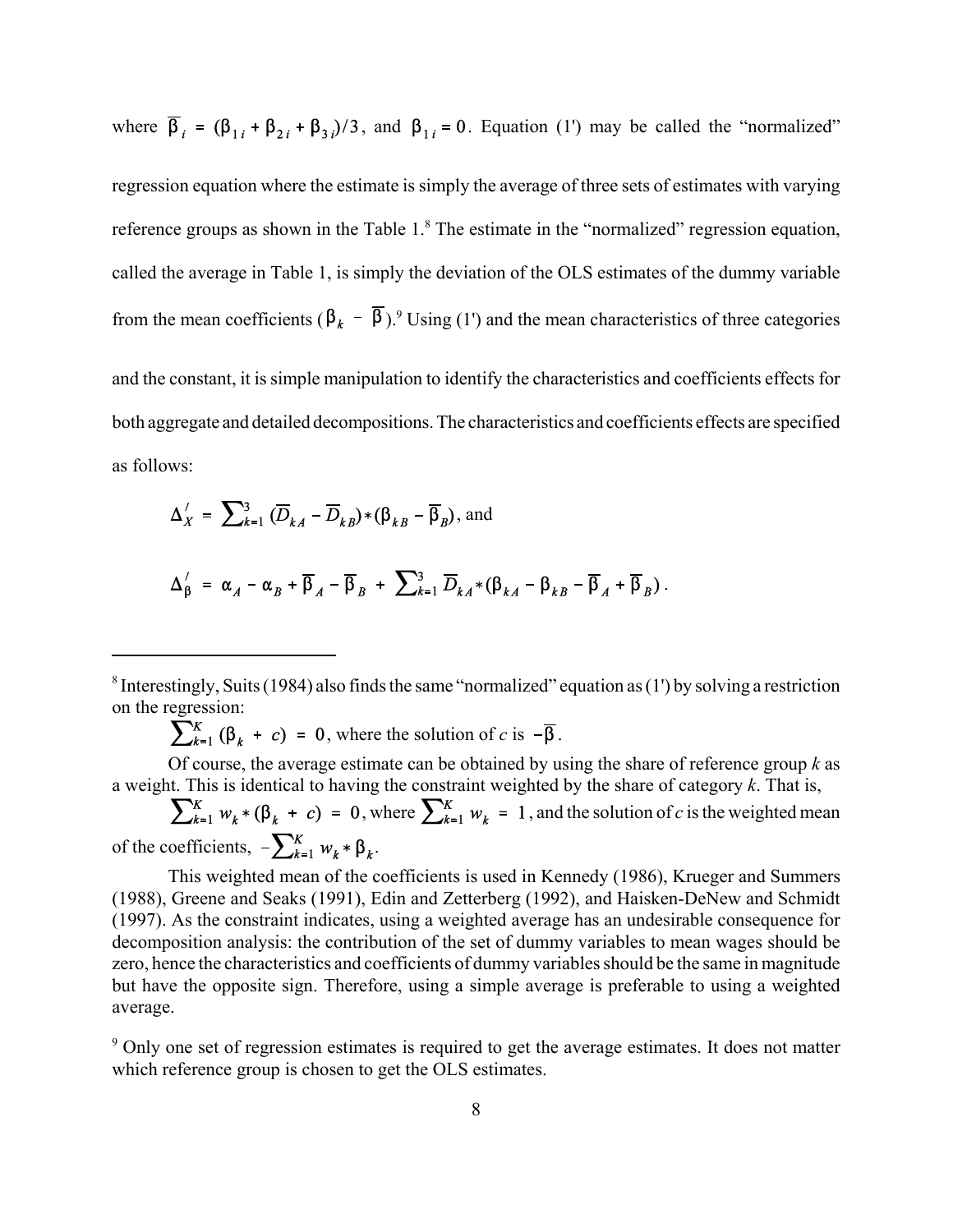where $\overline{\beta}_i = (\beta_{1i} + \beta_{2i} + \beta_{3i})/3$, and $\beta_{1i} = 0$. Equation (1') may be called the "normalized" regression equation where the estimate is simply the average of three sets of estimates with varying reference groups as shown in the Table 1.[8] The estimate in the "normalized" regression equation, called the average in Table 1, is simply the deviation of the OLS estimates of the dummy variable from the mean coefficients ($\beta_k - \overline{\beta}$).[9] Using (1') and the mean characteristics of three categories and the constant, it is simple manipulation to identify the characteristics and coefficients effects for both aggregate and detailed decompositions. The characteristics and coefficients effects are specified as follows:

$$\Delta'_X = \sum_{k=1}^{3} (\overline{D}_{kA} - \overline{D}_{kB}) * (\beta_{kB} - \overline{\beta}_B), \text{ and}$$

$$\Delta'_\beta = \alpha_A - \alpha_B + \overline{\beta}_A - \overline{\beta}_B + \sum_{k=1}^{3} \overline{D}_{kA} * (\beta_{kA} - \beta_{kB} - \overline{\beta}_A + \overline{\beta}_B).$$

---

[8] Interestingly, Suits (1984) also finds the same "normalized" equation as (1') by solving a restriction on the regression:

$$\sum_{k=1}^{K} (\beta_k + c) = 0, \text{ where the solution of } c \text{ is } -\overline{\beta}.$$

Of course, the average estimate can be obtained by using the share of reference group $k$ as a weight. This is identical to having the constraint weighted by the share of category $k$. That is,

$$\sum_{k=1}^{K} w_k * (\beta_k + c) = 0, \text{ where } \sum_{k=1}^{K} w_k = 1, \text{ and the solution of } c \text{ is the weighted mean}$$

of the coefficients, $-\sum_{k=1}^{K} w_k * \beta_k$.

This weighted mean of the coefficients is used in Kennedy (1986), Krueger and Summers (1988), Greene and Seaks (1991), Edin and Zetterberg (1992), and Haisken-DeNew and Schmidt (1997). As the constraint indicates, using a weighted average has an undesirable consequence for decomposition analysis: the contribution of the set of dummy variables to mean wages should be zero, hence the characteristics and coefficients of dummy variables should be the same in magnitude but have the opposite sign. Therefore, using a simple average is preferable to using a weighted average.

[9] Only one set of regression estimates is required to get the average estimates. It does not matter which reference group is chosen to get the OLS estimates.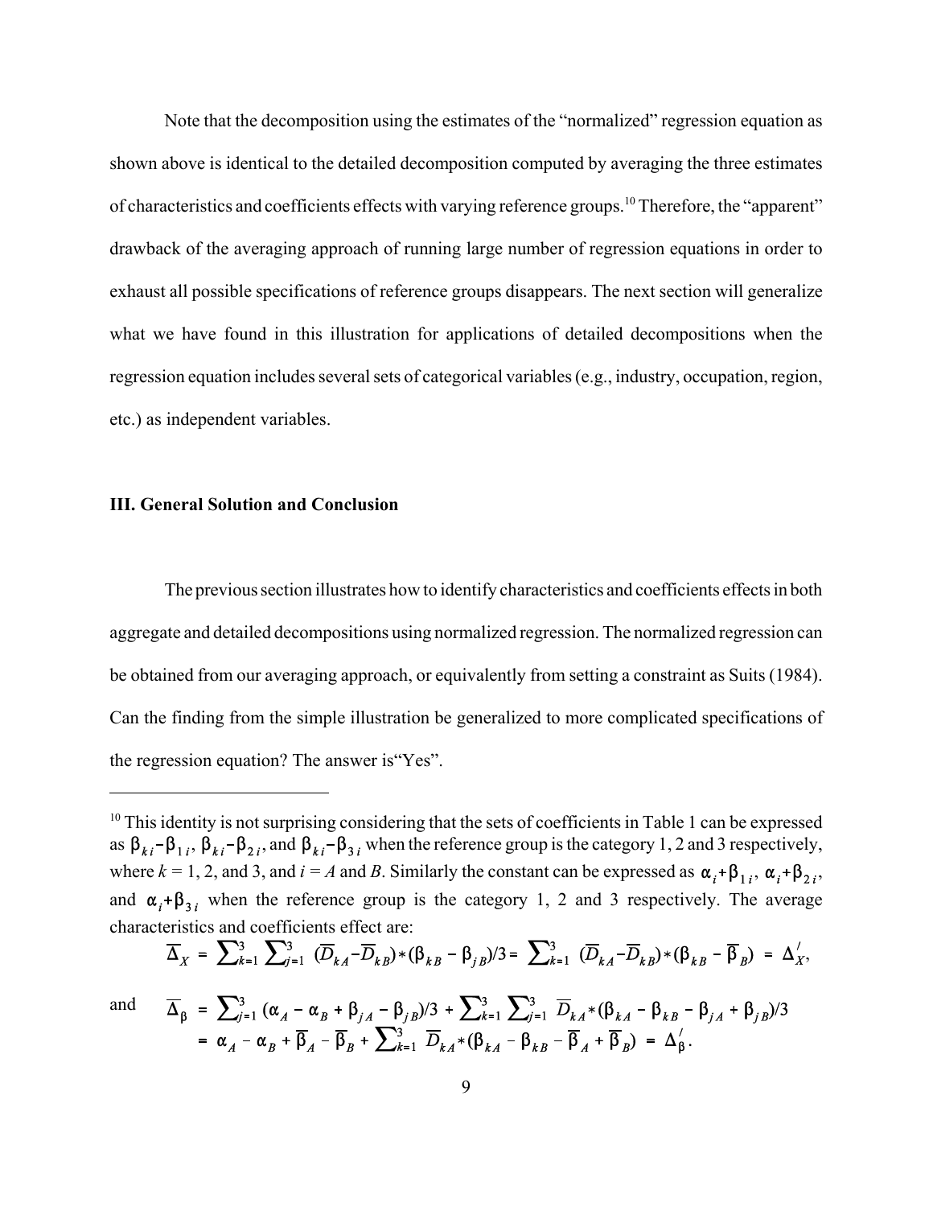Note that the decomposition using the estimates of the "normalized" regression equation as shown above is identical to the detailed decomposition computed by averaging the three estimates of characteristics and coefficients effects with varying reference groups.[10] Therefore, the "apparent" drawback of the averaging approach of running large number of regression equations in order to exhaust all possible specifications of reference groups disappears. The next section will generalize what we have found in this illustration for applications of detailed decompositions when the regression equation includes several sets of categorical variables (e.g., industry, occupation, region, etc.) as independent variables.

## III. General Solution and Conclusion

The previous section illustrates how to identify characteristics and coefficients effects in both aggregate and detailed decompositions using normalized regression. The normalized regression can be obtained from our averaging approach, or equivalently from setting a constraint as Suits (1984). Can the finding from the simple illustration be generalized to more complicated specifications of the regression equation? The answer is "Yes".

---

[10] This identity is not surprising considering that the sets of coefficients in Table 1 can be expressed as $\beta_{ki}-\beta_{1i}$, $\beta_{ki}-\beta_{2i}$, and $\beta_{ki}-\beta_{3i}$ when the reference group is the category 1, 2 and 3 respectively, where $k$ = 1, 2, and 3, and $i$ = $A$ and $B$. Similarly the constant can be expressed as $\alpha_i+\beta_{1i}$, $\alpha_i+\beta_{2i}$, and $\alpha_i+\beta_{3i}$ when the reference group is the category 1, 2 and 3 respectively. The average characteristics and coefficients effect are:

$$\overline{\Delta}_X = \sum_{k=1}^{3}\sum_{j=1}^{3} (\overline{D}_{kA}-\overline{D}_{kB})*(\beta_{kB}-\beta_{jB})/3 = \sum_{k=1}^{3} (\overline{D}_{kA}-\overline{D}_{kB})*(\beta_{kB}-\overline{\beta}_B) = \Delta_X^{/},$$

and

$$\begin{aligned}\overline{\Delta}_\beta &= \sum_{j=1}^{3} (\alpha_A-\alpha_B+\beta_{jA}-\beta_{jB})/3 + \sum_{k=1}^{3}\sum_{j=1}^{3} \overline{D}_{kA}*(\beta_{kA}-\beta_{kB}-\beta_{jA}+\beta_{jB})/3 \\ &= \alpha_A-\alpha_B+\overline{\beta}_A-\overline{\beta}_B+\sum_{k=1}^{3} \overline{D}_{kA}*(\beta_{kA}-\beta_{kB}-\overline{\beta}_A+\overline{\beta}_B) = \Delta_\beta^{/}.\end{aligned}$$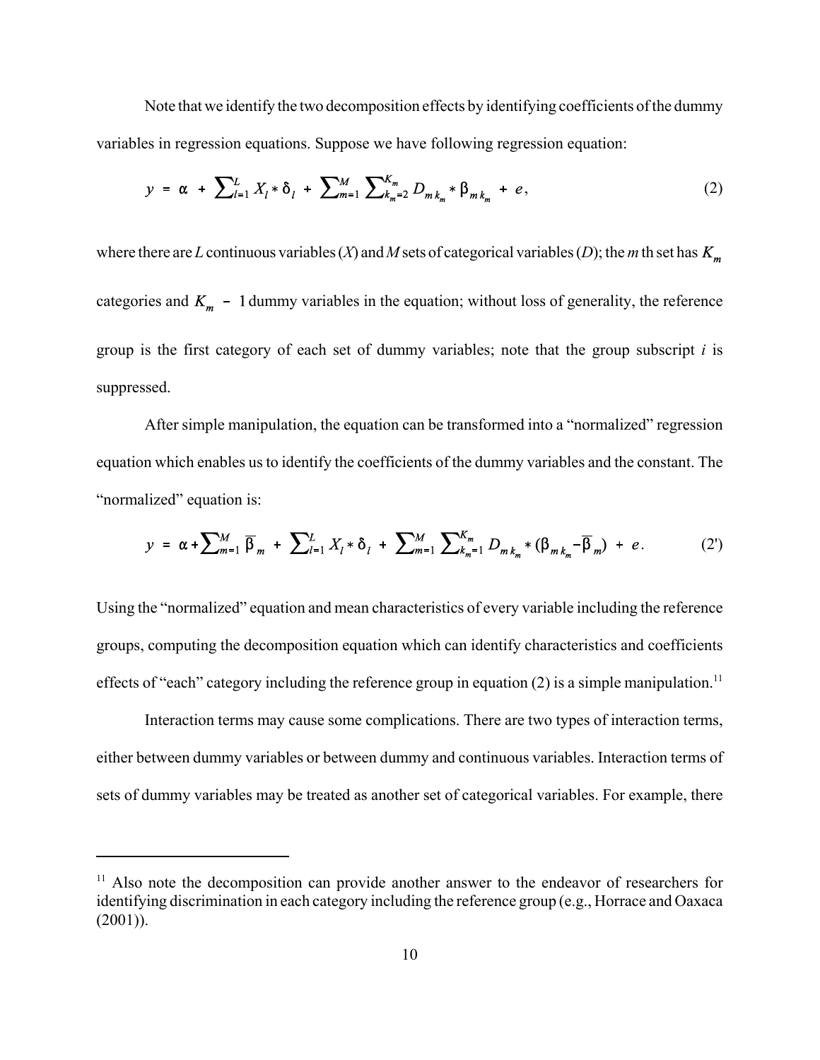Note that we identify the two decomposition effects by identifying coefficients of the dummy variables in regression equations. Suppose we have following regression equation:

$$y = \alpha + \sum_{l=1}^{L} X_l * \delta_l + \sum_{m=1}^{M} \sum_{k_m=2}^{K_m} D_{m k_m} * \beta_{m k_m} + e, \tag{2}$$

where there are $L$ continuous variables ($X$) and $M$ sets of categorical variables ($D$); the $m$ th set has $K_m$ categories and $K_m - 1$ dummy variables in the equation; without loss of generality, the reference group is the first category of each set of dummy variables; note that the group subscript $i$ is suppressed.

After simple manipulation, the equation can be transformed into a "normalized" regression equation which enables us to identify the coefficients of the dummy variables and the constant. The "normalized" equation is:

$$y = \alpha + \sum_{m=1}^{M} \overline{\beta}_m + \sum_{l=1}^{L} X_l * \delta_l + \sum_{m=1}^{M} \sum_{k_m=1}^{K_m} D_{m k_m} * (\beta_{m k_m} - \overline{\beta}_m) + e. \tag{2'}$$

Using the "normalized" equation and mean characteristics of every variable including the reference groups, computing the decomposition equation which can identify characteristics and coefficients effects of "each" category including the reference group in equation (2) is a simple manipulation.[11]

Interaction terms may cause some complications. There are two types of interaction terms, either between dummy variables or between dummy and continuous variables. Interaction terms of sets of dummy variables may be treated as another set of categorical variables. For example, there

---

[11] Also note the decomposition can provide another answer to the endeavor of researchers for identifying discrimination in each category including the reference group (e.g., Horrace and Oaxaca (2001)).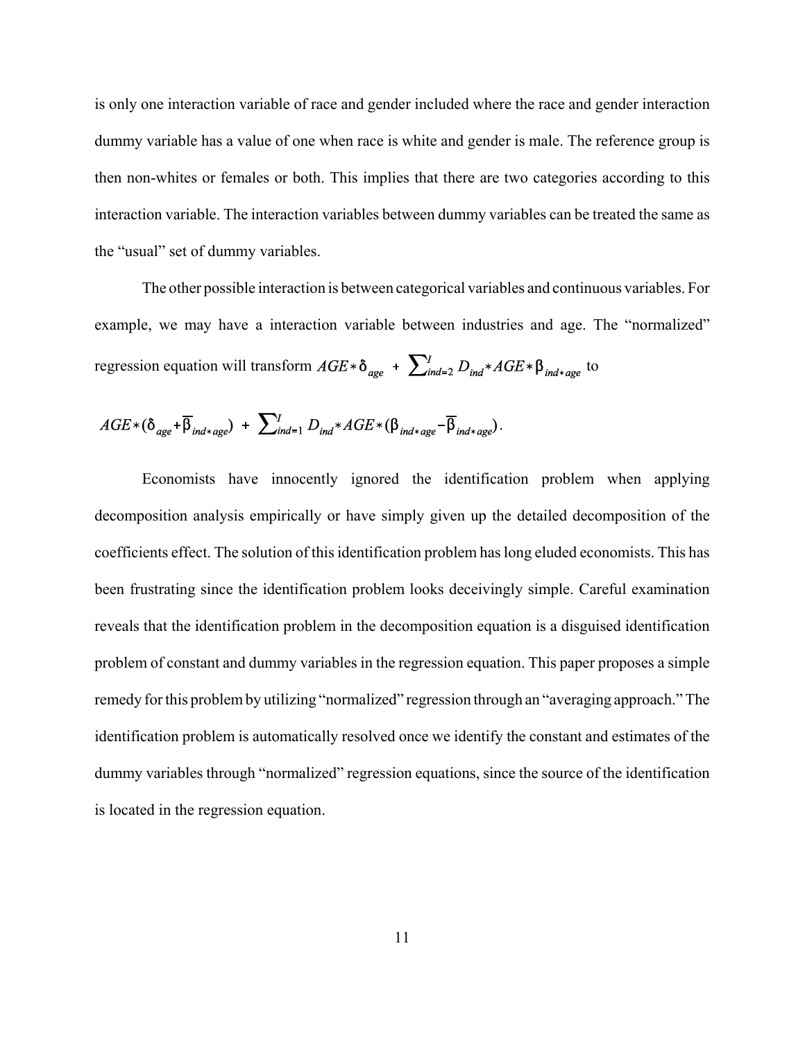is only one interaction variable of race and gender included where the race and gender interaction dummy variable has a value of one when race is white and gender is male. The reference group is then non-whites or females or both. This implies that there are two categories according to this interaction variable. The interaction variables between dummy variables can be treated the same as the "usual" set of dummy variables.

The other possible interaction is between categorical variables and continuous variables. For example, we may have a interaction variable between industries and age. The "normalized" regression equation will transform $AGE*\delta_{age} + \sum_{ind=2}^{I} D_{ind}*AGE*\beta_{ind*age}$ to

$$AGE*(\delta_{age}+\overline{\beta}_{ind*age}) + \sum_{ind=1}^{I} D_{ind}*AGE*(\beta_{ind*age}-\overline{\beta}_{ind*age}).$$

Economists have innocently ignored the identification problem when applying decomposition analysis empirically or have simply given up the detailed decomposition of the coefficients effect. The solution of this identification problem has long eluded economists. This has been frustrating since the identification problem looks deceivingly simple. Careful examination reveals that the identification problem in the decomposition equation is a disguised identification problem of constant and dummy variables in the regression equation. This paper proposes a simple remedy for this problem by utilizing "normalized" regression through an "averaging approach." The identification problem is automatically resolved once we identify the constant and estimates of the dummy variables through "normalized" regression equations, since the source of the identification is located in the regression equation.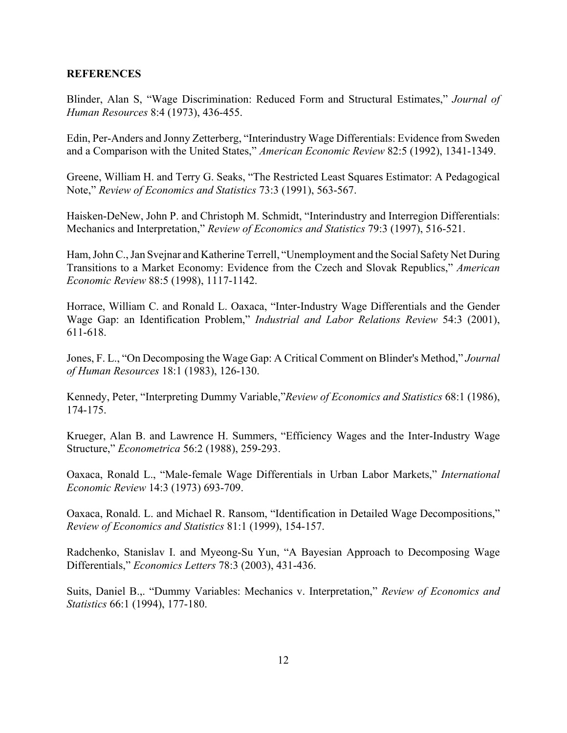## REFERENCES

Blinder, Alan S, "Wage Discrimination: Reduced Form and Structural Estimates," *Journal of Human Resources* 8:4 (1973), 436-455.

Edin, Per-Anders and Jonny Zetterberg, "Interindustry Wage Differentials: Evidence from Sweden and a Comparison with the United States," *American Economic Review* 82:5 (1992), 1341-1349.

Greene, William H. and Terry G. Seaks, "The Restricted Least Squares Estimator: A Pedagogical Note," *Review of Economics and Statistics* 73:3 (1991), 563-567.

Haisken-DeNew, John P. and Christoph M. Schmidt, "Interindustry and Interregion Differentials: Mechanics and Interpretation," *Review of Economics and Statistics* 79:3 (1997), 516-521.

Ham, John C., Jan Svejnar and Katherine Terrell, "Unemployment and the Social Safety Net During Transitions to a Market Economy: Evidence from the Czech and Slovak Republics," *American Economic Review* 88:5 (1998), 1117-1142.

Horrace, William C. and Ronald L. Oaxaca, "Inter-Industry Wage Differentials and the Gender Wage Gap: an Identification Problem," *Industrial and Labor Relations Review* 54:3 (2001), 611-618.

Jones, F. L., "On Decomposing the Wage Gap: A Critical Comment on Blinder's Method," *Journal of Human Resources* 18:1 (1983), 126-130.

Kennedy, Peter, "Interpreting Dummy Variable,"*Review of Economics and Statistics* 68:1 (1986), 174-175.

Krueger, Alan B. and Lawrence H. Summers, "Efficiency Wages and the Inter-Industry Wage Structure," *Econometrica* 56:2 (1988), 259-293.

Oaxaca, Ronald L., "Male-female Wage Differentials in Urban Labor Markets," *International Economic Review* 14:3 (1973) 693-709.

Oaxaca, Ronald. L. and Michael R. Ransom, "Identification in Detailed Wage Decompositions," *Review of Economics and Statistics* 81:1 (1999), 154-157.

Radchenko, Stanislav I. and Myeong-Su Yun, "A Bayesian Approach to Decomposing Wage Differentials," *Economics Letters* 78:3 (2003), 431-436.

Suits, Daniel B.,. "Dummy Variables: Mechanics v. Interpretation," *Review of Economics and Statistics* 66:1 (1994), 177-180.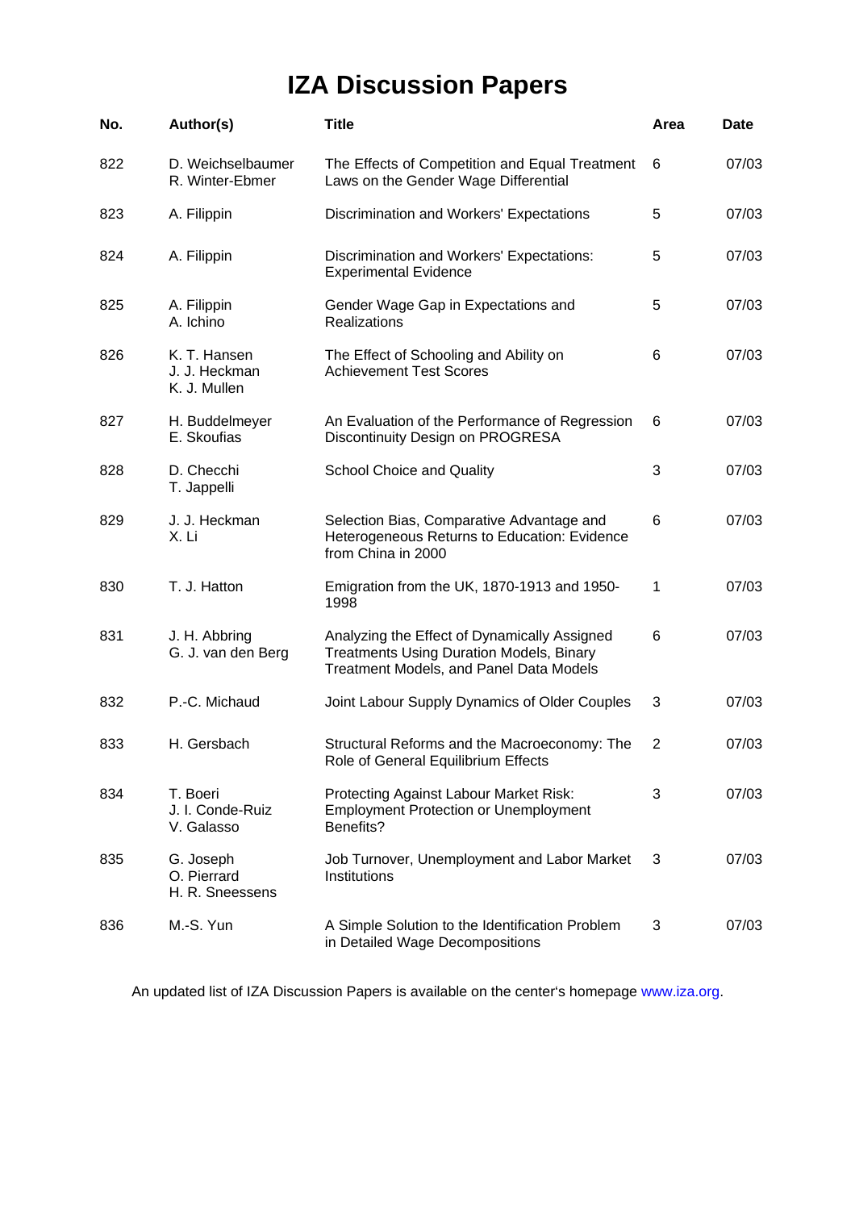# IZA Discussion Papers

| No. | Author(s) | Title | Area | Date |
|---|---|---|---|---|
| 822 | D. Weichselbaumer<br>R. Winter-Ebmer | The Effects of Competition and Equal Treatment Laws on the Gender Wage Differential | 6 | 07/03 |
| 823 | A. Filippin | Discrimination and Workers' Expectations | 5 | 07/03 |
| 824 | A. Filippin | Discrimination and Workers' Expectations: Experimental Evidence | 5 | 07/03 |
| 825 | A. Filippin<br>A. Ichino | Gender Wage Gap in Expectations and Realizations | 5 | 07/03 |
| 826 | K. T. Hansen<br>J. J. Heckman<br>K. J. Mullen | The Effect of Schooling and Ability on Achievement Test Scores | 6 | 07/03 |
| 827 | H. Buddelmeyer<br>E. Skoufias | An Evaluation of the Performance of Regression Discontinuity Design on PROGRESA | 6 | 07/03 |
| 828 | D. Checchi<br>T. Jappelli | School Choice and Quality | 3 | 07/03 |
| 829 | J. J. Heckman<br>X. Li | Selection Bias, Comparative Advantage and Heterogeneous Returns to Education: Evidence from China in 2000 | 6 | 07/03 |
| 830 | T. J. Hatton | Emigration from the UK, 1870-1913 and 1950-1998 | 1 | 07/03 |
| 831 | J. H. Abbring<br>G. J. van den Berg | Analyzing the Effect of Dynamically Assigned Treatments Using Duration Models, Binary Treatment Models, and Panel Data Models | 6 | 07/03 |
| 832 | P.-C. Michaud | Joint Labour Supply Dynamics of Older Couples | 3 | 07/03 |
| 833 | H. Gersbach | Structural Reforms and the Macroeconomy: The Role of General Equilibrium Effects | 2 | 07/03 |
| 834 | T. Boeri<br>J. I. Conde-Ruiz<br>V. Galasso | Protecting Against Labour Market Risk: Employment Protection or Unemployment Benefits? | 3 | 07/03 |
| 835 | G. Joseph<br>O. Pierrard<br>H. R. Sneessens | Job Turnover, Unemployment and Labor Market Institutions | 3 | 07/03 |
| 836 | M.-S. Yun | A Simple Solution to the Identification Problem in Detailed Wage Decompositions | 3 | 07/03 |

An updated list of IZA Discussion Papers is available on the center's homepage www.iza.org.